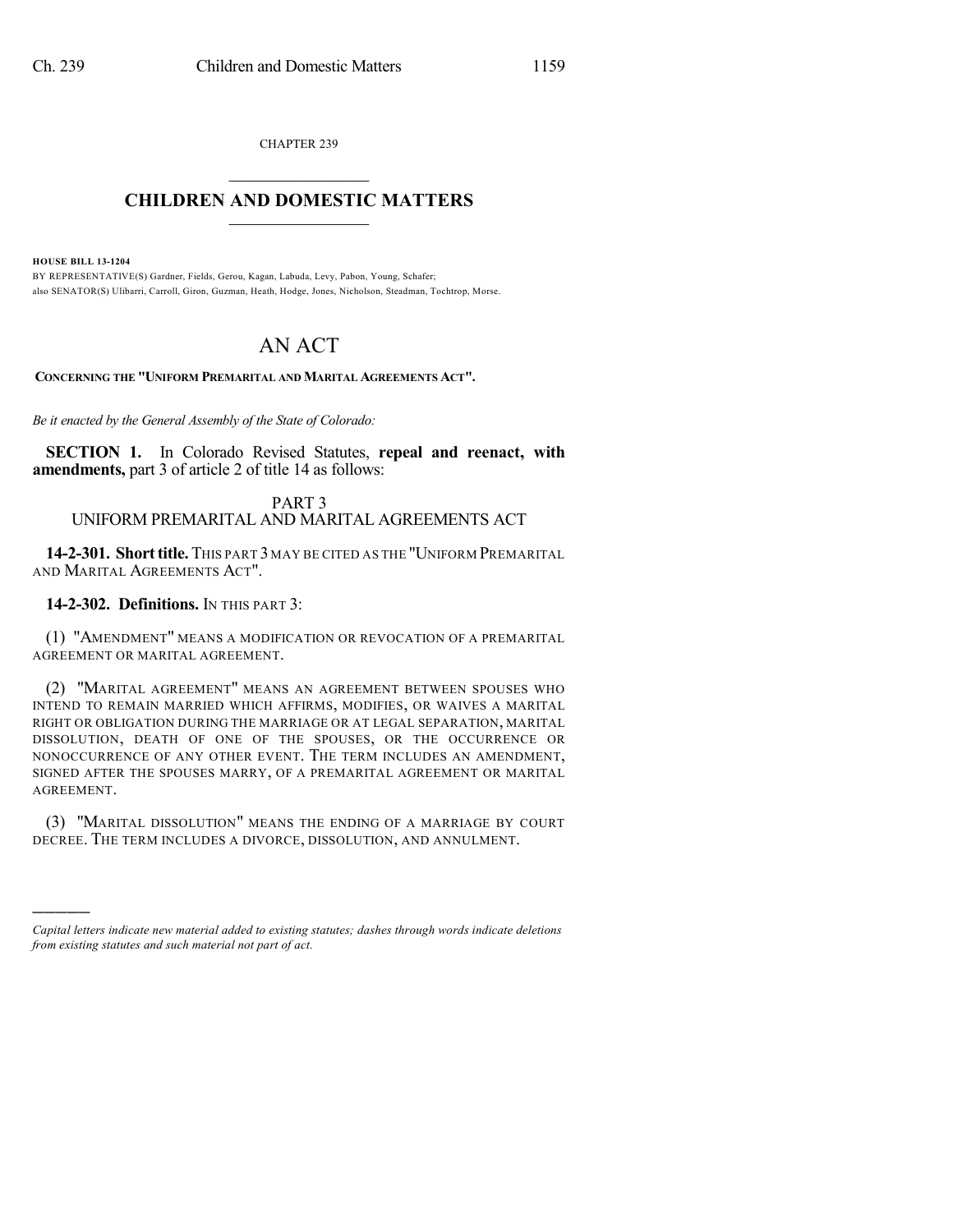CHAPTER 239

# CHILDREN AND DOMESTIC MATTERS

**HOUSE BILL 13-1204**

BY REPRESENTATIVE(S) Gardner, Fields, Gerou, Kagan, Labuda, Levy, Pabon, Young, Schafer;
also SENATOR(S) Ulibarri, Carroll, Giron, Guzman, Heath, Hodge, Jones, Nicholson, Steadman, Tochtrop, Morse.

# AN ACT

**CONCERNING THE "UNIFORM PREMARITAL AND MARITAL AGREEMENTS ACT".**

*Be it enacted by the General Assembly of the State of Colorado:*

**SECTION 1.** In Colorado Revised Statutes, **repeal and reenact, with amendments,** part 3 of article 2 of title 14 as follows:

## PART 3
## UNIFORM PREMARITAL AND MARITAL AGREEMENTS ACT

**14-2-301. Short title.** THIS PART 3 MAY BE CITED AS THE "UNIFORM PREMARITAL AND MARITAL AGREEMENTS ACT".

**14-2-302. Definitions.** IN THIS PART 3:

(1) "AMENDMENT" MEANS A MODIFICATION OR REVOCATION OF A PREMARITAL AGREEMENT OR MARITAL AGREEMENT.

(2) "MARITAL AGREEMENT" MEANS AN AGREEMENT BETWEEN SPOUSES WHO INTEND TO REMAIN MARRIED WHICH AFFIRMS, MODIFIES, OR WAIVES A MARITAL RIGHT OR OBLIGATION DURING THE MARRIAGE OR AT LEGAL SEPARATION, MARITAL DISSOLUTION, DEATH OF ONE OF THE SPOUSES, OR THE OCCURRENCE OR NONOCCURRENCE OF ANY OTHER EVENT. THE TERM INCLUDES AN AMENDMENT, SIGNED AFTER THE SPOUSES MARRY, OF A PREMARITAL AGREEMENT OR MARITAL AGREEMENT.

(3) "MARITAL DISSOLUTION" MEANS THE ENDING OF A MARRIAGE BY COURT DECREE. THE TERM INCLUDES A DIVORCE, DISSOLUTION, AND ANNULMENT.

---

*Capital letters indicate new material added to existing statutes; dashes through words indicate deletions from existing statutes and such material not part of act.*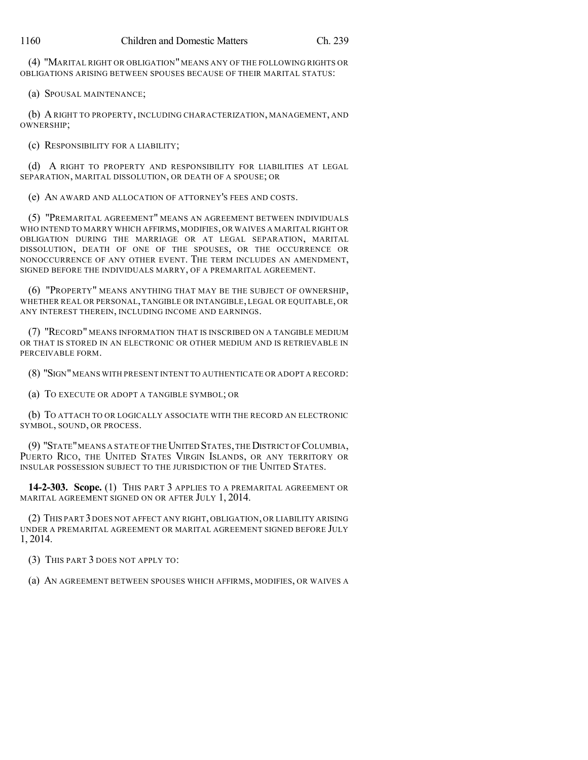(4) "MARITAL RIGHT OR OBLIGATION" MEANS ANY OF THE FOLLOWING RIGHTS OR OBLIGATIONS ARISING BETWEEN SPOUSES BECAUSE OF THEIR MARITAL STATUS:

(a) SPOUSAL MAINTENANCE;

(b) A RIGHT TO PROPERTY, INCLUDING CHARACTERIZATION, MANAGEMENT, AND OWNERSHIP;

(c) RESPONSIBILITY FOR A LIABILITY;

(d) A RIGHT TO PROPERTY AND RESPONSIBILITY FOR LIABILITIES AT LEGAL SEPARATION, MARITAL DISSOLUTION, OR DEATH OF A SPOUSE; OR

(e) AN AWARD AND ALLOCATION OF ATTORNEY'S FEES AND COSTS.

(5) "PREMARITAL AGREEMENT" MEANS AN AGREEMENT BETWEEN INDIVIDUALS WHO INTEND TO MARRY WHICH AFFIRMS, MODIFIES, OR WAIVES A MARITAL RIGHT OR OBLIGATION DURING THE MARRIAGE OR AT LEGAL SEPARATION, MARITAL DISSOLUTION, DEATH OF ONE OF THE SPOUSES, OR THE OCCURRENCE OR NONOCCURRENCE OF ANY OTHER EVENT. THE TERM INCLUDES AN AMENDMENT, SIGNED BEFORE THE INDIVIDUALS MARRY, OF A PREMARITAL AGREEMENT.

(6) "PROPERTY" MEANS ANYTHING THAT MAY BE THE SUBJECT OF OWNERSHIP, WHETHER REAL OR PERSONAL, TANGIBLE OR INTANGIBLE, LEGAL OR EQUITABLE, OR ANY INTEREST THEREIN, INCLUDING INCOME AND EARNINGS.

(7) "RECORD" MEANS INFORMATION THAT IS INSCRIBED ON A TANGIBLE MEDIUM OR THAT IS STORED IN AN ELECTRONIC OR OTHER MEDIUM AND IS RETRIEVABLE IN PERCEIVABLE FORM.

(8) "SIGN" MEANS WITH PRESENT INTENT TO AUTHENTICATE OR ADOPT A RECORD:

(a) TO EXECUTE OR ADOPT A TANGIBLE SYMBOL; OR

(b) TO ATTACH TO OR LOGICALLY ASSOCIATE WITH THE RECORD AN ELECTRONIC SYMBOL, SOUND, OR PROCESS.

(9) "STATE" MEANS A STATE OF THE UNITED STATES, THE DISTRICT OF COLUMBIA, PUERTO RICO, THE UNITED STATES VIRGIN ISLANDS, OR ANY TERRITORY OR INSULAR POSSESSION SUBJECT TO THE JURISDICTION OF THE UNITED STATES.

**14-2-303. Scope.** (1) THIS PART 3 APPLIES TO A PREMARITAL AGREEMENT OR MARITAL AGREEMENT SIGNED ON OR AFTER JULY 1, 2014.

(2) THIS PART 3 DOES NOT AFFECT ANY RIGHT, OBLIGATION, OR LIABILITY ARISING UNDER A PREMARITAL AGREEMENT OR MARITAL AGREEMENT SIGNED BEFORE JULY 1, 2014.

(3) THIS PART 3 DOES NOT APPLY TO:

(a) AN AGREEMENT BETWEEN SPOUSES WHICH AFFIRMS, MODIFIES, OR WAIVES A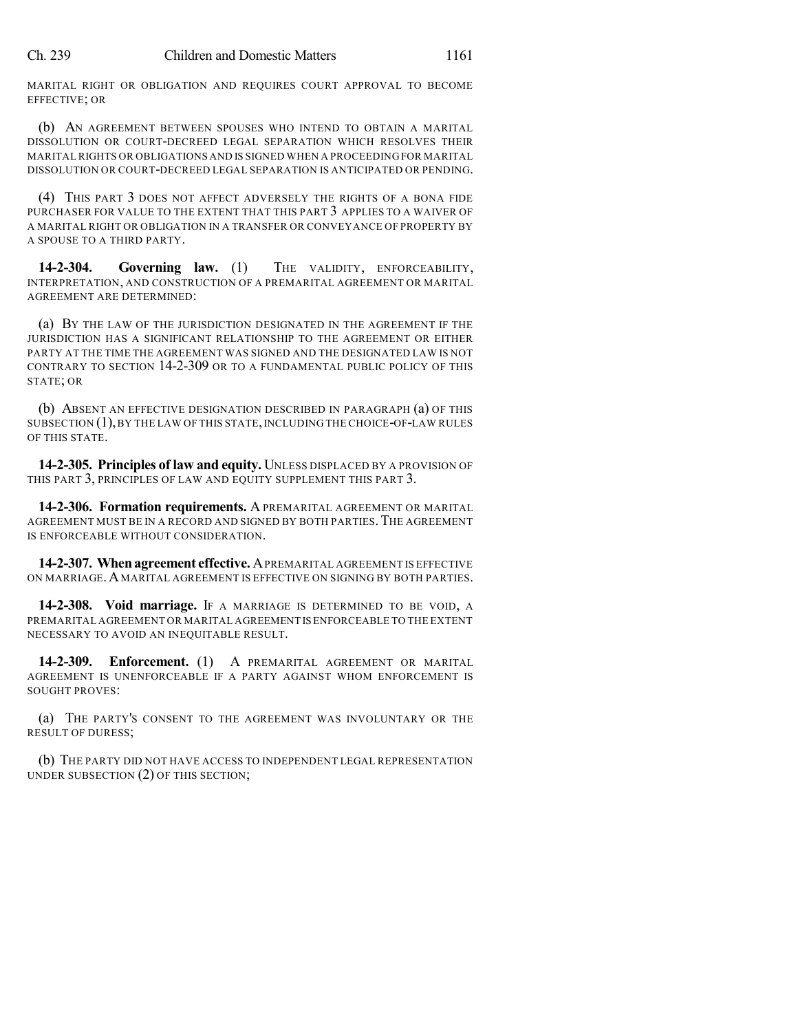MARITAL RIGHT OR OBLIGATION AND REQUIRES COURT APPROVAL TO BECOME EFFECTIVE; OR

(b) AN AGREEMENT BETWEEN SPOUSES WHO INTEND TO OBTAIN A MARITAL DISSOLUTION OR COURT-DECREED LEGAL SEPARATION WHICH RESOLVES THEIR MARITAL RIGHTS OR OBLIGATIONS AND IS SIGNED WHEN A PROCEEDING FOR MARITAL DISSOLUTION OR COURT-DECREED LEGAL SEPARATION IS ANTICIPATED OR PENDING.

(4) THIS PART 3 DOES NOT AFFECT ADVERSELY THE RIGHTS OF A BONA FIDE PURCHASER FOR VALUE TO THE EXTENT THAT THIS PART 3 APPLIES TO A WAIVER OF A MARITAL RIGHT OR OBLIGATION IN A TRANSFER OR CONVEYANCE OF PROPERTY BY A SPOUSE TO A THIRD PARTY.

**14-2-304. Governing law.** (1) THE VALIDITY, ENFORCEABILITY, INTERPRETATION, AND CONSTRUCTION OF A PREMARITAL AGREEMENT OR MARITAL AGREEMENT ARE DETERMINED:

(a) BY THE LAW OF THE JURISDICTION DESIGNATED IN THE AGREEMENT IF THE JURISDICTION HAS A SIGNIFICANT RELATIONSHIP TO THE AGREEMENT OR EITHER PARTY AT THE TIME THE AGREEMENT WAS SIGNED AND THE DESIGNATED LAW IS NOT CONTRARY TO SECTION 14-2-309 OR TO A FUNDAMENTAL PUBLIC POLICY OF THIS STATE; OR

(b) ABSENT AN EFFECTIVE DESIGNATION DESCRIBED IN PARAGRAPH (a) OF THIS SUBSECTION (1), BY THE LAW OF THIS STATE, INCLUDING THE CHOICE-OF-LAW RULES OF THIS STATE.

**14-2-305. Principles of law and equity.** UNLESS DISPLACED BY A PROVISION OF THIS PART 3, PRINCIPLES OF LAW AND EQUITY SUPPLEMENT THIS PART 3.

**14-2-306. Formation requirements.** A PREMARITAL AGREEMENT OR MARITAL AGREEMENT MUST BE IN A RECORD AND SIGNED BY BOTH PARTIES. THE AGREEMENT IS ENFORCEABLE WITHOUT CONSIDERATION.

**14-2-307. When agreement effective.** A PREMARITAL AGREEMENT IS EFFECTIVE ON MARRIAGE. A MARITAL AGREEMENT IS EFFECTIVE ON SIGNING BY BOTH PARTIES.

**14-2-308. Void marriage.** IF A MARRIAGE IS DETERMINED TO BE VOID, A PREMARITAL AGREEMENT OR MARITAL AGREEMENT IS ENFORCEABLE TO THE EXTENT NECESSARY TO AVOID AN INEQUITABLE RESULT.

**14-2-309. Enforcement.** (1) A PREMARITAL AGREEMENT OR MARITAL AGREEMENT IS UNENFORCEABLE IF A PARTY AGAINST WHOM ENFORCEMENT IS SOUGHT PROVES:

(a) THE PARTY'S CONSENT TO THE AGREEMENT WAS INVOLUNTARY OR THE RESULT OF DURESS;

(b) THE PARTY DID NOT HAVE ACCESS TO INDEPENDENT LEGAL REPRESENTATION UNDER SUBSECTION (2) OF THIS SECTION;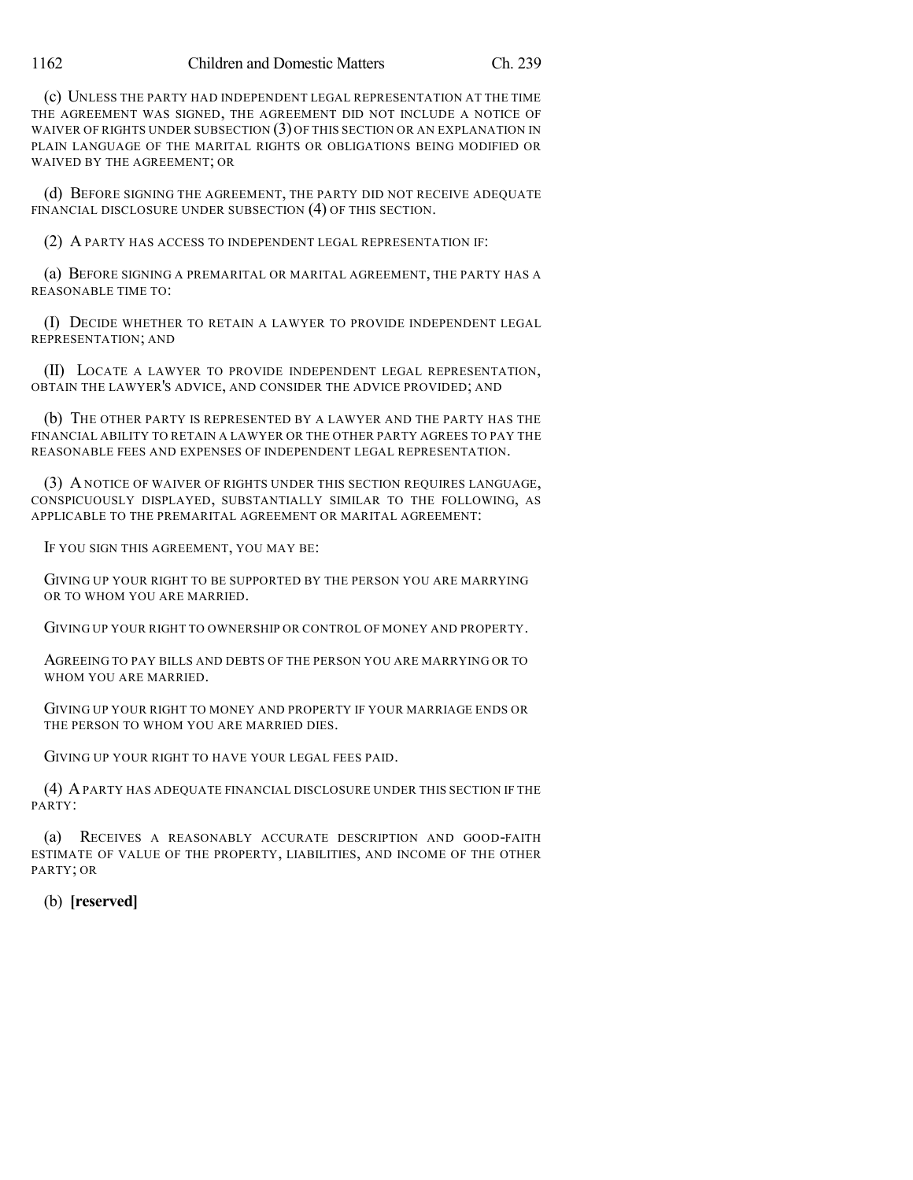(c) UNLESS THE PARTY HAD INDEPENDENT LEGAL REPRESENTATION AT THE TIME THE AGREEMENT WAS SIGNED, THE AGREEMENT DID NOT INCLUDE A NOTICE OF WAIVER OF RIGHTS UNDER SUBSECTION (3) OF THIS SECTION OR AN EXPLANATION IN PLAIN LANGUAGE OF THE MARITAL RIGHTS OR OBLIGATIONS BEING MODIFIED OR WAIVED BY THE AGREEMENT; OR

(d) BEFORE SIGNING THE AGREEMENT, THE PARTY DID NOT RECEIVE ADEQUATE FINANCIAL DISCLOSURE UNDER SUBSECTION (4) OF THIS SECTION.

(2) A PARTY HAS ACCESS TO INDEPENDENT LEGAL REPRESENTATION IF:

(a) BEFORE SIGNING A PREMARITAL OR MARITAL AGREEMENT, THE PARTY HAS A REASONABLE TIME TO:

(I) DECIDE WHETHER TO RETAIN A LAWYER TO PROVIDE INDEPENDENT LEGAL REPRESENTATION; AND

(II) LOCATE A LAWYER TO PROVIDE INDEPENDENT LEGAL REPRESENTATION, OBTAIN THE LAWYER'S ADVICE, AND CONSIDER THE ADVICE PROVIDED; AND

(b) THE OTHER PARTY IS REPRESENTED BY A LAWYER AND THE PARTY HAS THE FINANCIAL ABILITY TO RETAIN A LAWYER OR THE OTHER PARTY AGREES TO PAY THE REASONABLE FEES AND EXPENSES OF INDEPENDENT LEGAL REPRESENTATION.

(3) A NOTICE OF WAIVER OF RIGHTS UNDER THIS SECTION REQUIRES LANGUAGE, CONSPICUOUSLY DISPLAYED, SUBSTANTIALLY SIMILAR TO THE FOLLOWING, AS APPLICABLE TO THE PREMARITAL AGREEMENT OR MARITAL AGREEMENT:

IF YOU SIGN THIS AGREEMENT, YOU MAY BE:

GIVING UP YOUR RIGHT TO BE SUPPORTED BY THE PERSON YOU ARE MARRYING OR TO WHOM YOU ARE MARRIED.

GIVING UP YOUR RIGHT TO OWNERSHIP OR CONTROL OF MONEY AND PROPERTY.

AGREEING TO PAY BILLS AND DEBTS OF THE PERSON YOU ARE MARRYING OR TO WHOM YOU ARE MARRIED.

GIVING UP YOUR RIGHT TO MONEY AND PROPERTY IF YOUR MARRIAGE ENDS OR THE PERSON TO WHOM YOU ARE MARRIED DIES.

GIVING UP YOUR RIGHT TO HAVE YOUR LEGAL FEES PAID.

(4) A PARTY HAS ADEQUATE FINANCIAL DISCLOSURE UNDER THIS SECTION IF THE PARTY:

(a) RECEIVES A REASONABLY ACCURATE DESCRIPTION AND GOOD-FAITH ESTIMATE OF VALUE OF THE PROPERTY, LIABILITIES, AND INCOME OF THE OTHER PARTY; OR

(b) **[reserved]**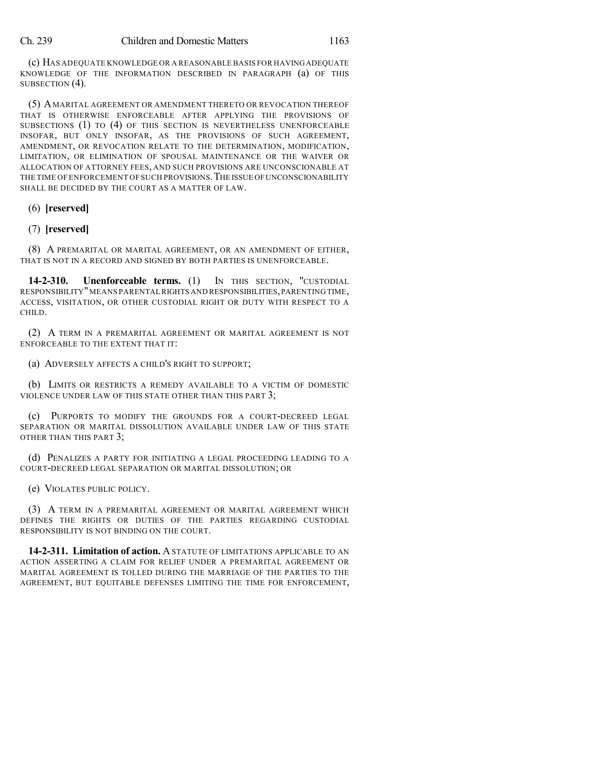(c) HAS ADEQUATE KNOWLEDGE OR A REASONABLE BASIS FOR HAVING ADEQUATE KNOWLEDGE OF THE INFORMATION DESCRIBED IN PARAGRAPH (a) OF THIS SUBSECTION (4).

(5) A MARITAL AGREEMENT OR AMENDMENT THERETO OR REVOCATION THEREOF THAT IS OTHERWISE ENFORCEABLE AFTER APPLYING THE PROVISIONS OF SUBSECTIONS (1) TO (4) OF THIS SECTION IS NEVERTHELESS UNENFORCEABLE INSOFAR, BUT ONLY INSOFAR, AS THE PROVISIONS OF SUCH AGREEMENT, AMENDMENT, OR REVOCATION RELATE TO THE DETERMINATION, MODIFICATION, LIMITATION, OR ELIMINATION OF SPOUSAL MAINTENANCE OR THE WAIVER OR ALLOCATION OF ATTORNEY FEES, AND SUCH PROVISIONS ARE UNCONSCIONABLE AT THE TIME OF ENFORCEMENT OF SUCH PROVISIONS. THE ISSUE OF UNCONSCIONABILITY SHALL BE DECIDED BY THE COURT AS A MATTER OF LAW.

(6) **[reserved]**

(7) **[reserved]**

(8) A PREMARITAL OR MARITAL AGREEMENT, OR AN AMENDMENT OF EITHER, THAT IS NOT IN A RECORD AND SIGNED BY BOTH PARTIES IS UNENFORCEABLE.

**14-2-310. Unenforceable terms.** (1) IN THIS SECTION, "CUSTODIAL RESPONSIBILITY" MEANS PARENTAL RIGHTS AND RESPONSIBILITIES, PARENTING TIME, ACCESS, VISITATION, OR OTHER CUSTODIAL RIGHT OR DUTY WITH RESPECT TO A CHILD.

(2) A TERM IN A PREMARITAL AGREEMENT OR MARITAL AGREEMENT IS NOT ENFORCEABLE TO THE EXTENT THAT IT:

(a) ADVERSELY AFFECTS A CHILD'S RIGHT TO SUPPORT;

(b) LIMITS OR RESTRICTS A REMEDY AVAILABLE TO A VICTIM OF DOMESTIC VIOLENCE UNDER LAW OF THIS STATE OTHER THAN THIS PART 3;

(c) PURPORTS TO MODIFY THE GROUNDS FOR A COURT-DECREED LEGAL SEPARATION OR MARITAL DISSOLUTION AVAILABLE UNDER LAW OF THIS STATE OTHER THAN THIS PART 3;

(d) PENALIZES A PARTY FOR INITIATING A LEGAL PROCEEDING LEADING TO A COURT-DECREED LEGAL SEPARATION OR MARITAL DISSOLUTION; OR

(e) VIOLATES PUBLIC POLICY.

(3) A TERM IN A PREMARITAL AGREEMENT OR MARITAL AGREEMENT WHICH DEFINES THE RIGHTS OR DUTIES OF THE PARTIES REGARDING CUSTODIAL RESPONSIBILITY IS NOT BINDING ON THE COURT.

**14-2-311. Limitation of action.** A STATUTE OF LIMITATIONS APPLICABLE TO AN ACTION ASSERTING A CLAIM FOR RELIEF UNDER A PREMARITAL AGREEMENT OR MARITAL AGREEMENT IS TOLLED DURING THE MARRIAGE OF THE PARTIES TO THE AGREEMENT, BUT EQUITABLE DEFENSES LIMITING THE TIME FOR ENFORCEMENT,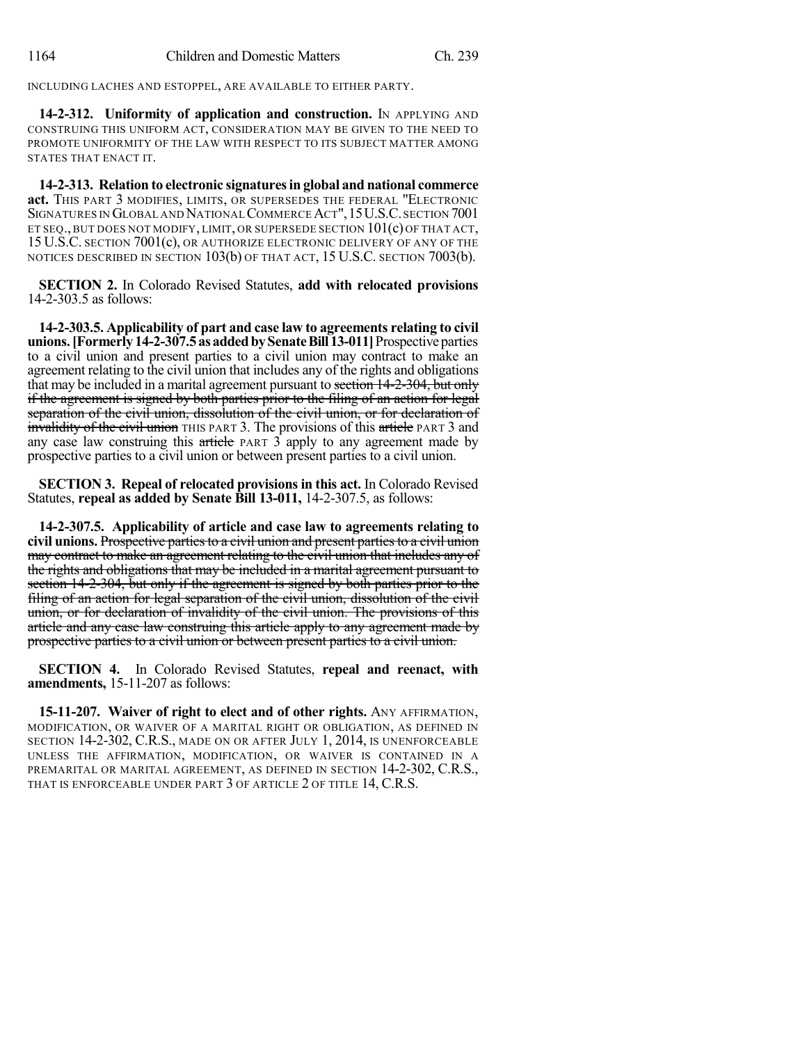INCLUDING LACHES AND ESTOPPEL, ARE AVAILABLE TO EITHER PARTY.

**14-2-312. Uniformity of application and construction.** IN APPLYING AND CONSTRUING THIS UNIFORM ACT, CONSIDERATION MAY BE GIVEN TO THE NEED TO PROMOTE UNIFORMITY OF THE LAW WITH RESPECT TO ITS SUBJECT MATTER AMONG STATES THAT ENACT IT.

**14-2-313. Relation to electronic signatures in global and national commerce act.** THIS PART 3 MODIFIES, LIMITS, OR SUPERSEDES THE FEDERAL "ELECTRONIC SIGNATURES IN GLOBAL AND NATIONAL COMMERCE ACT", 15 U.S.C. SECTION 7001 ET SEQ., BUT DOES NOT MODIFY, LIMIT, OR SUPERSEDE SECTION 101(c) OF THAT ACT, 15 U.S.C. SECTION 7001(c), OR AUTHORIZE ELECTRONIC DELIVERY OF ANY OF THE NOTICES DESCRIBED IN SECTION 103(b) OF THAT ACT, 15 U.S.C. SECTION 7003(b).

**SECTION 2.** In Colorado Revised Statutes, **add with relocated provisions** 14-2-303.5 as follows:

**14-2-303.5. Applicability of part and case law to agreements relating to civil unions. [Formerly 14-2-307.5 as added by Senate Bill 13-011]** Prospective parties to a civil union and present parties to a civil union may contract to make an agreement relating to the civil union that includes any of the rights and obligations that may be included in a marital agreement pursuant to ~~section 14-2-304, but only if the agreement is signed by both parties prior to the filing of an action for legal separation of the civil union, dissolution of the civil union, or for declaration of invalidity of the civil union~~ THIS PART 3. The provisions of this ~~article~~ PART 3 and any case law construing this ~~article~~ PART 3 apply to any agreement made by prospective parties to a civil union or between present parties to a civil union.

**SECTION 3. Repeal of relocated provisions in this act.** In Colorado Revised Statutes, **repeal as added by Senate Bill 13-011,** 14-2-307.5, as follows:

**14-2-307.5. Applicability of article and case law to agreements relating to civil unions.** ~~Prospective parties to a civil union and present parties to a civil union may contract to make an agreement relating to the civil union that includes any of the rights and obligations that may be included in a marital agreement pursuant to section 14-2-304, but only if the agreement is signed by both parties prior to the filing of an action for legal separation of the civil union, dissolution of the civil union, or for declaration of invalidity of the civil union. The provisions of this article and any case law construing this article apply to any agreement made by prospective parties to a civil union or between present parties to a civil union.~~

**SECTION 4.** In Colorado Revised Statutes, **repeal and reenact, with amendments,** 15-11-207 as follows:

**15-11-207. Waiver of right to elect and of other rights.** ANY AFFIRMATION, MODIFICATION, OR WAIVER OF A MARITAL RIGHT OR OBLIGATION, AS DEFINED IN SECTION 14-2-302, C.R.S., MADE ON OR AFTER JULY 1, 2014, IS UNENFORCEABLE UNLESS THE AFFIRMATION, MODIFICATION, OR WAIVER IS CONTAINED IN A PREMARITAL OR MARITAL AGREEMENT, AS DEFINED IN SECTION 14-2-302, C.R.S., THAT IS ENFORCEABLE UNDER PART 3 OF ARTICLE 2 OF TITLE 14, C.R.S.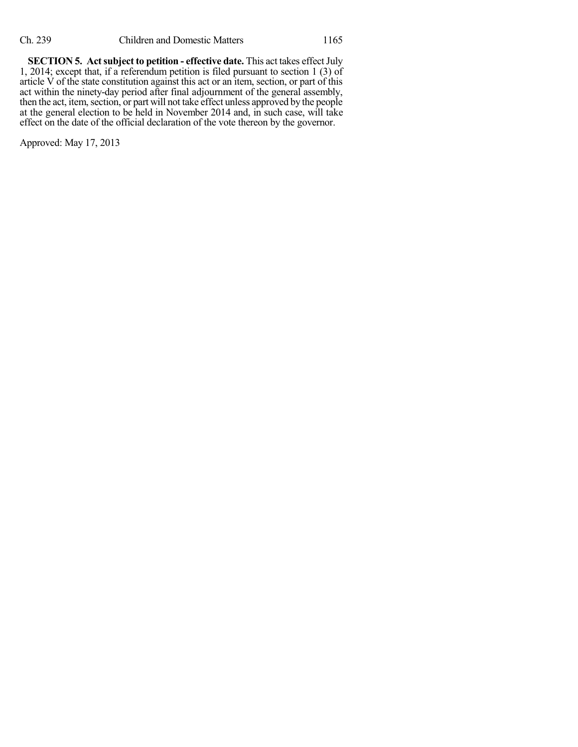**SECTION 5. Act subject to petition - effective date.** This act takes effect July 1, 2014; except that, if a referendum petition is filed pursuant to section 1 (3) of article V of the state constitution against this act or an item, section, or part of this act within the ninety-day period after final adjournment of the general assembly, then the act, item, section, or part will not take effect unless approved by the people at the general election to be held in November 2014 and, in such case, will take effect on the date of the official declaration of the vote thereon by the governor.

Approved: May 17, 2013